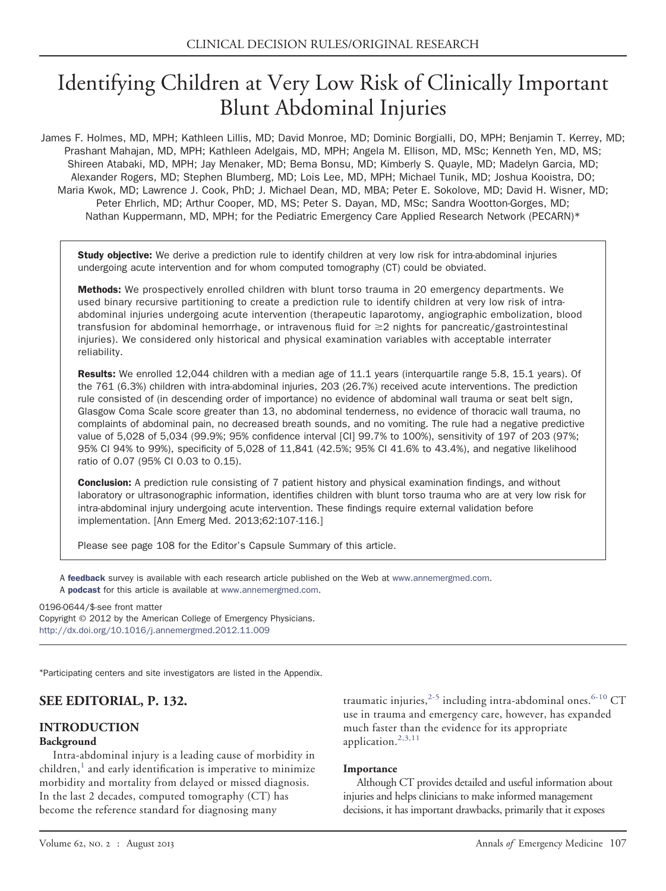# Identifying Children at Very Low Risk of Clinically Important Blunt Abdominal Injuries

James F. Holmes, MD, MPH; Kathleen Lillis, MD; David Monroe, MD; Dominic Borgialli, DO, MPH; Benjamin T. Kerrey, MD; Prashant Mahajan, MD, MPH; Kathleen Adelgais, MD, MPH; Angela M. Ellison, MD, MSc; Kenneth Yen, MD, MS; Shireen Atabaki, MD, MPH; Jay Menaker, MD; Bema Bonsu, MD; Kimberly S. Quayle, MD; Madelyn Garcia, MD; Alexander Rogers, MD; Stephen Blumberg, MD; Lois Lee, MD, MPH; Michael Tunik, MD; Joshua Kooistra, DO; Maria Kwok, MD; Lawrence J. Cook, PhD; J. Michael Dean, MD, MBA; Peter E. Sokolove, MD; David H. Wisner, MD; Peter Ehrlich, MD; Arthur Cooper, MD, MS; Peter S. Dayan, MD, MSc; Sandra Wootton-Gorges, MD; Nathan Kuppermann, MD, MPH; for the Pediatric Emergency Care Applied Research Network (PECARN)*

**Study objective:** We derive a prediction rule to identify children at very low risk for intra-abdominal injuries undergoing acute intervention and for whom computed tomography (CT) could be obviated.

**Methods:** We prospectively enrolled children with blunt torso trauma in 20 emergency departments. We used binary recursive partitioning to create a prediction rule to identify children at very low risk of intra-abdominal injuries undergoing acute intervention (therapeutic laparotomy, angiographic embolization, blood transfusion for abdominal hemorrhage, or intravenous fluid for ≥2 nights for pancreatic/gastrointestinal injuries). We considered only historical and physical examination variables with acceptable interrater reliability.

**Results:** We enrolled 12,044 children with a median age of 11.1 years (interquartile range 5.8, 15.1 years). Of the 761 (6.3%) children with intra-abdominal injuries, 203 (26.7%) received acute interventions. The prediction rule consisted of (in descending order of importance) no evidence of abdominal wall trauma or seat belt sign, Glasgow Coma Scale score greater than 13, no abdominal tenderness, no evidence of thoracic wall trauma, no complaints of abdominal pain, no decreased breath sounds, and no vomiting. The rule had a negative predictive value of 5,028 of 5,034 (99.9%; 95% confidence interval [CI] 99.7% to 100%), sensitivity of 197 of 203 (97%; 95% CI 94% to 99%), specificity of 5,028 of 11,841 (42.5%; 95% CI 41.6% to 43.4%), and negative likelihood ratio of 0.07 (95% CI 0.03 to 0.15).

**Conclusion:** A prediction rule consisting of 7 patient history and physical examination findings, and without laboratory or ultrasonographic information, identifies children with blunt torso trauma who are at very low risk for intra-abdominal injury undergoing acute intervention. These findings require external validation before implementation. [Ann Emerg Med. 2013;62:107-116.]

Please see page 108 for the Editor's Capsule Summary of this article.

A **feedback** survey is available with each research article published on the Web at www.annemergmed.com.
A **podcast** for this article is available at www.annemergmed.com.

0196-0644/$-see front matter
Copyright © 2012 by the American College of Emergency Physicians.
http://dx.doi.org/10.1016/j.annemergmed.2012.11.009

*Participating centers and site investigators are listed in the Appendix.

## SEE EDITORIAL, P. 132.

## INTRODUCTION

### Background

Intra-abdominal injury is a leading cause of morbidity in children,[1] and early identification is imperative to minimize morbidity and mortality from delayed or missed diagnosis. In the last 2 decades, computed tomography (CT) has become the reference standard for diagnosing many traumatic injuries,[2-5] including intra-abdominal ones.[6-10] CT use in trauma and emergency care, however, has expanded much faster than the evidence for its appropriate application.[2,3,11]

### Importance

Although CT provides detailed and useful information about injuries and helps clinicians to make informed management decisions, it has important drawbacks, primarily that it exposes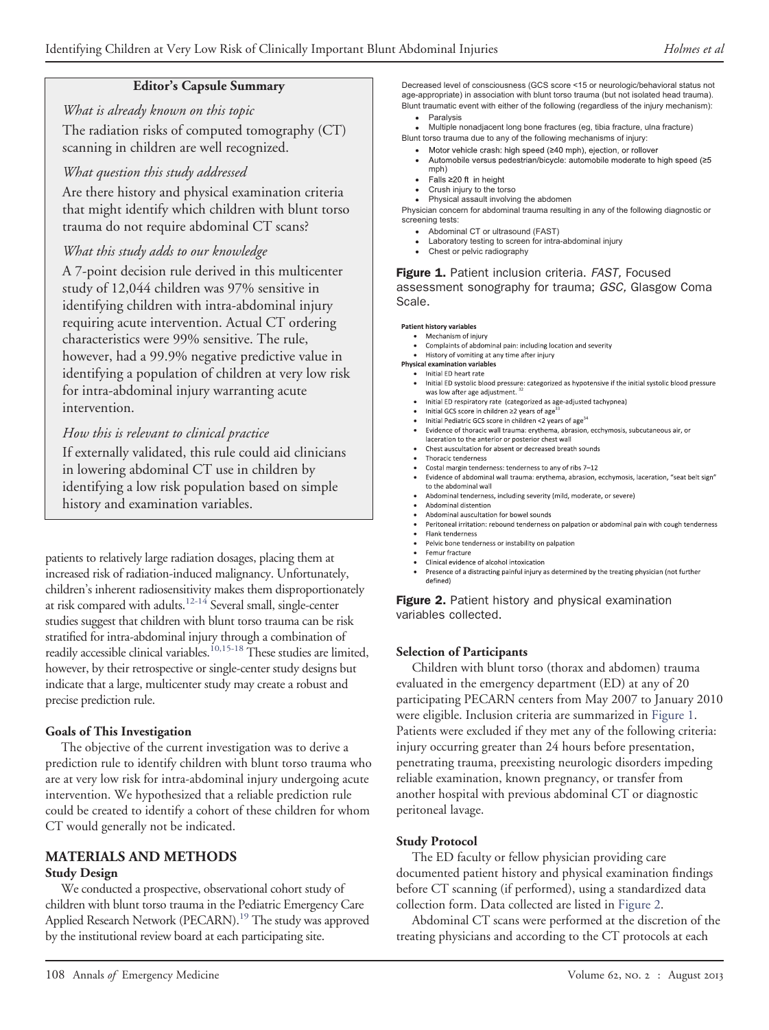**Editor's Capsule Summary**

*What is already known on this topic*

The radiation risks of computed tomography (CT) scanning in children are well recognized.

*What question this study addressed*

Are there history and physical examination criteria that might identify which children with blunt torso trauma do not require abdominal CT scans?

*What this study adds to our knowledge*

A 7-point decision rule derived in this multicenter study of 12,044 children was 97% sensitive in identifying children with intra-abdominal injury requiring acute intervention. Actual CT ordering characteristics were 99% sensitive. The rule, however, had a 99.9% negative predictive value in identifying a population of children at very low risk for intra-abdominal injury warranting acute intervention.

*How this is relevant to clinical practice*

If externally validated, this rule could aid clinicians in lowering abdominal CT use in children by identifying a low risk population based on simple history and examination variables.

patients to relatively large radiation dosages, placing them at increased risk of radiation-induced malignancy. Unfortunately, children's inherent radiosensitivity makes them disproportionately at risk compared with adults.[12-14] Several small, single-center studies suggest that children with blunt torso trauma can be risk stratified for intra-abdominal injury through a combination of readily accessible clinical variables.[10,15-18] These studies are limited, however, by their retrospective or single-center study designs but indicate that a large, multicenter study may create a robust and precise prediction rule.

### Goals of This Investigation

The objective of the current investigation was to derive a prediction rule to identify children with blunt torso trauma who are at very low risk for intra-abdominal injury undergoing acute intervention. We hypothesized that a reliable prediction rule could be created to identify a cohort of these children for whom CT would generally not be indicated.

## MATERIALS AND METHODS

### Study Design

We conducted a prospective, observational cohort study of children with blunt torso trauma in the Pediatric Emergency Care Applied Research Network (PECARN).[19] The study was approved by the institutional review board at each participating site.

Decreased level of consciousness (GCS score <15 or neurologic/behavioral status not age-appropriate) in association with blunt torso trauma (but not isolated head trauma).

Blunt traumatic event with either of the following (regardless of the injury mechanism):

- Paralysis
- Multiple nonadjacent long bone fractures (eg, tibia fracture, ulna fracture)

Blunt torso trauma due to any of the following mechanisms of injury:

- Motor vehicle crash: high speed (≥40 mph), ejection, or rollover
- Automobile versus pedestrian/bicycle: automobile moderate to high speed (≥5 mph)
- Falls ≥20 ft in height
- Crush injury to the torso
- Physical assault involving the abdomen

Physician concern for abdominal trauma resulting in any of the following diagnostic or screening tests:

- Abdominal CT or ultrasound (FAST)
- Laboratory testing to screen for intra-abdominal injury
- Chest or pelvic radiography

**Figure 1.** Patient inclusion criteria. *FAST,* Focused assessment sonography for trauma; *GSC,* Glasgow Coma Scale.

**Patient history variables**

- Mechanism of injury
- Complaints of abdominal pain: including location and severity
- History of vomiting at any time after injury

**Physical examination variables**

- Initial ED heart rate
- Initial ED systolic blood pressure: categorized as hypotensive if the initial systolic blood pressure was low after age adjustment.[32]
- Initial ED respiratory rate (categorized as age-adjusted tachypnea)
- Initial GCS score in children ≥2 years of age[33]
- Initial Pediatric GCS score in children <2 years of age[34]
- Evidence of thoracic wall trauma: erythema, abrasion, ecchymosis, subcutaneous air, or laceration to the anterior or posterior chest wall
- Chest auscultation for absent or decreased breath sounds
- Thoracic tenderness
- Costal margin tenderness: tenderness to any of ribs 7–12
- Evidence of abdominal wall trauma: erythema, abrasion, ecchymosis, laceration, "seat belt sign" to the abdominal wall
- Abdominal tenderness, including severity (mild, moderate, or severe)
- Abdominal distention
- Abdominal auscultation for bowel sounds
- Peritoneal irritation: rebound tenderness on palpation or abdominal pain with cough tenderness
- Flank tenderness
- Pelvic bone tenderness or instability on palpation
- Femur fracture
- Clinical evidence of alcohol intoxication
- Presence of a distracting painful injury as determined by the treating physician (not further defined)

**Figure 2.** Patient history and physical examination variables collected.

### Selection of Participants

Children with blunt torso (thorax and abdomen) trauma evaluated in the emergency department (ED) at any of 20 participating PECARN centers from May 2007 to January 2010 were eligible. Inclusion criteria are summarized in Figure 1. Patients were excluded if they met any of the following criteria: injury occurring greater than 24 hours before presentation, penetrating trauma, preexisting neurologic disorders impeding reliable examination, known pregnancy, or transfer from another hospital with previous abdominal CT or diagnostic peritoneal lavage.

### Study Protocol

The ED faculty or fellow physician providing care documented patient history and physical examination findings before CT scanning (if performed), using a standardized data collection form. Data collected are listed in Figure 2.

Abdominal CT scans were performed at the discretion of the treating physicians and according to the CT protocols at each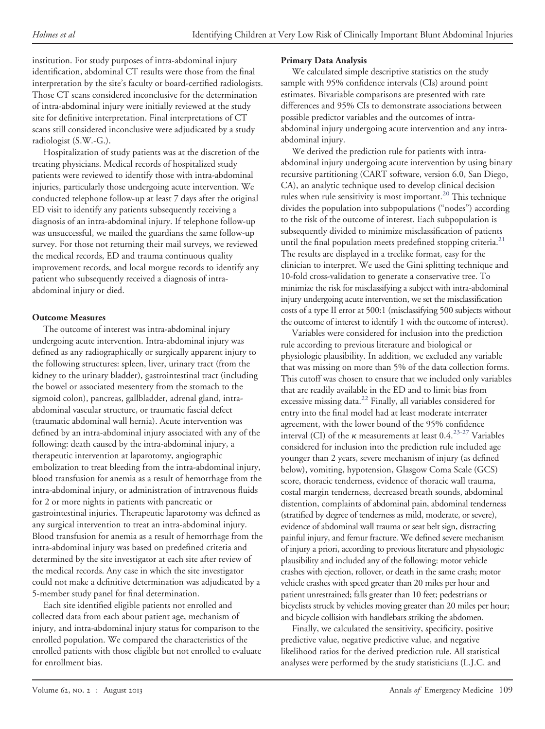institution. For study purposes of intra-abdominal injury identification, abdominal CT results were those from the final interpretation by the site's faculty or board-certified radiologists. Those CT scans considered inconclusive for the determination of intra-abdominal injury were initially reviewed at the study site for definitive interpretation. Final interpretations of CT scans still considered inconclusive were adjudicated by a study radiologist (S.W.-G.).

Hospitalization of study patients was at the discretion of the treating physicians. Medical records of hospitalized study patients were reviewed to identify those with intra-abdominal injuries, particularly those undergoing acute intervention. We conducted telephone follow-up at least 7 days after the original ED visit to identify any patients subsequently receiving a diagnosis of an intra-abdominal injury. If telephone follow-up was unsuccessful, we mailed the guardians the same follow-up survey. For those not returning their mail surveys, we reviewed the medical records, ED and trauma continuous quality improvement records, and local morgue records to identify any patient who subsequently received a diagnosis of intra-abdominal injury or died.

### Outcome Measures

The outcome of interest was intra-abdominal injury undergoing acute intervention. Intra-abdominal injury was defined as any radiographically or surgically apparent injury to the following structures: spleen, liver, urinary tract (from the kidney to the urinary bladder), gastrointestinal tract (including the bowel or associated mesentery from the stomach to the sigmoid colon), pancreas, gallbladder, adrenal gland, intra-abdominal vascular structure, or traumatic fascial defect (traumatic abdominal wall hernia). Acute intervention was defined by an intra-abdominal injury associated with any of the following: death caused by the intra-abdominal injury, a therapeutic intervention at laparotomy, angiographic embolization to treat bleeding from the intra-abdominal injury, blood transfusion for anemia as a result of hemorrhage from the intra-abdominal injury, or administration of intravenous fluids for 2 or more nights in patients with pancreatic or gastrointestinal injuries. Therapeutic laparotomy was defined as any surgical intervention to treat an intra-abdominal injury. Blood transfusion for anemia as a result of hemorrhage from the intra-abdominal injury was based on predefined criteria and determined by the site investigator at each site after review of the medical records. Any case in which the site investigator could not make a definitive determination was adjudicated by a 5-member study panel for final determination.

Each site identified eligible patients not enrolled and collected data from each about patient age, mechanism of injury, and intra-abdominal injury status for comparison to the enrolled population. We compared the characteristics of the enrolled patients with those eligible but not enrolled to evaluate for enrollment bias.

### Primary Data Analysis

We calculated simple descriptive statistics on the study sample with 95% confidence intervals (CIs) around point estimates. Bivariable comparisons are presented with rate differences and 95% CIs to demonstrate associations between possible predictor variables and the outcomes of intra-abdominal injury undergoing acute intervention and any intra-abdominal injury.

We derived the prediction rule for patients with intra-abdominal injury undergoing acute intervention by using binary recursive partitioning (CART software, version 6.0, San Diego, CA), an analytic technique used to develop clinical decision rules when rule sensitivity is most important.[20] This technique divides the population into subpopulations ("nodes") according to the risk of the outcome of interest. Each subpopulation is subsequently divided to minimize misclassification of patients until the final population meets predefined stopping criteria.[21] The results are displayed in a treelike format, easy for the clinician to interpret. We used the Gini splitting technique and 10-fold cross-validation to generate a conservative tree. To minimize the risk for misclassifying a subject with intra-abdominal injury undergoing acute intervention, we set the misclassification costs of a type II error at 500:1 (misclassifying 500 subjects without the outcome of interest to identify 1 with the outcome of interest).

Variables were considered for inclusion into the prediction rule according to previous literature and biological or physiologic plausibility. In addition, we excluded any variable that was missing on more than 5% of the data collection forms. This cutoff was chosen to ensure that we included only variables that are readily available in the ED and to limit bias from excessive missing data.[22] Finally, all variables considered for entry into the final model had at least moderate interrater agreement, with the lower bound of the 95% confidence interval (CI) of the $\kappa$ measurements at least 0.4.[23-27] Variables considered for inclusion into the prediction rule included age younger than 2 years, severe mechanism of injury (as defined below), vomiting, hypotension, Glasgow Coma Scale (GCS) score, thoracic tenderness, evidence of thoracic wall trauma, costal margin tenderness, decreased breath sounds, abdominal distention, complaints of abdominal pain, abdominal tenderness (stratified by degree of tenderness as mild, moderate, or severe), evidence of abdominal wall trauma or seat belt sign, distracting painful injury, and femur fracture. We defined severe mechanism of injury a priori, according to previous literature and physiologic plausibility and included any of the following: motor vehicle crashes with ejection, rollover, or death in the same crash; motor vehicle crashes with speed greater than 20 miles per hour and patient unrestrained; falls greater than 10 feet; pedestrians or bicyclists struck by vehicles moving greater than 20 miles per hour; and bicycle collision with handlebars striking the abdomen.

Finally, we calculated the sensitivity, specificity, positive predictive value, negative predictive value, and negative likelihood ratios for the derived prediction rule. All statistical analyses were performed by the study statisticians (L.J.C. and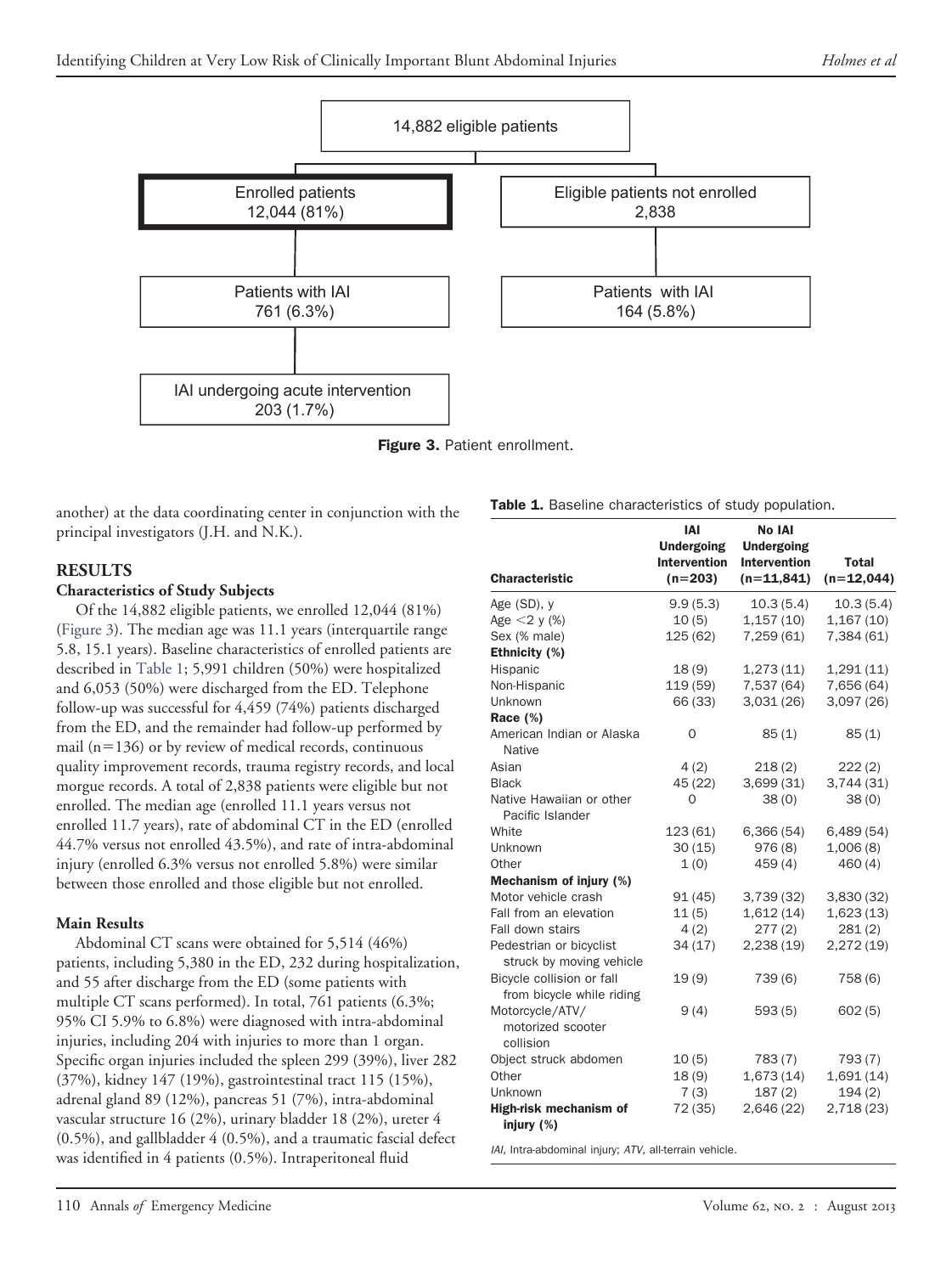14,882 eligible patients

Enrolled patients
12,044 (81%)

Eligible patients not enrolled
2,838

Patients with IAI
761 (6.3%)

Patients with IAI
164 (5.8%)

IAI undergoing acute intervention
203 (1.7%)

**Figure 3.** Patient enrollment.

another) at the data coordinating center in conjunction with the principal investigators (J.H. and N.K.).

## RESULTS

### Characteristics of Study Subjects

Of the 14,882 eligible patients, we enrolled 12,044 (81%) (Figure 3). The median age was 11.1 years (interquartile range 5.8, 15.1 years). Baseline characteristics of enrolled patients are described in Table 1; 5,991 children (50%) were hospitalized and 6,053 (50%) were discharged from the ED. Telephone follow-up was successful for 4,459 (74%) patients discharged from the ED, and the remainder had follow-up performed by mail (n=136) or by review of medical records, continuous quality improvement records, trauma registry records, and local morgue records. A total of 2,838 patients were eligible but not enrolled. The median age (enrolled 11.1 years versus not enrolled 11.7 years), rate of abdominal CT in the ED (enrolled 44.7% versus not enrolled 43.5%), and rate of intra-abdominal injury (enrolled 6.3% versus not enrolled 5.8%) were similar between those enrolled and those eligible but not enrolled.

### Main Results

Abdominal CT scans were obtained for 5,514 (46%) patients, including 5,380 in the ED, 232 during hospitalization, and 55 after discharge from the ED (some patients with multiple CT scans performed). In total, 761 patients (6.3%; 95% CI 5.9% to 6.8%) were diagnosed with intra-abdominal injuries, including 204 with injuries to more than 1 organ. Specific organ injuries included the spleen 299 (39%), liver 282 (37%), kidney 147 (19%), gastrointestinal tract 115 (15%), adrenal gland 89 (12%), pancreas 51 (7%), intra-abdominal vascular structure 16 (2%), urinary bladder 18 (2%), ureter 4 (0.5%), and gallbladder 4 (0.5%), and a traumatic fascial defect was identified in 4 patients (0.5%). Intraperitoneal fluid

**Table 1.** Baseline characteristics of study population.

| Characteristic | IAI Undergoing Intervention (n=203) | No IAI Undergoing Intervention (n=11,841) | Total (n=12,044) |
|---|---|---|---|
| Age (SD), y | 9.9 (5.3) | 10.3 (5.4) | 10.3 (5.4) |
| Age <2 y (%) | 10 (5) | 1,157 (10) | 1,167 (10) |
| Sex (% male) | 125 (62) | 7,259 (61) | 7,384 (61) |
| **Ethnicity (%)** | | | |
| Hispanic | 18 (9) | 1,273 (11) | 1,291 (11) |
| Non-Hispanic | 119 (59) | 7,537 (64) | 7,656 (64) |
| Unknown | 66 (33) | 3,031 (26) | 3,097 (26) |
| **Race (%)** | | | |
| American Indian or Alaska Native | 0 | 85 (1) | 85 (1) |
| Asian | 4 (2) | 218 (2) | 222 (2) |
| Black | 45 (22) | 3,699 (31) | 3,744 (31) |
| Native Hawaiian or other Pacific Islander | 0 | 38 (0) | 38 (0) |
| White | 123 (61) | 6,366 (54) | 6,489 (54) |
| Unknown | 30 (15) | 976 (8) | 1,006 (8) |
| Other | 1 (0) | 459 (4) | 460 (4) |
| **Mechanism of injury (%)** | | | |
| Motor vehicle crash | 91 (45) | 3,739 (32) | 3,830 (32) |
| Fall from an elevation | 11 (5) | 1,612 (14) | 1,623 (13) |
| Fall down stairs | 4 (2) | 277 (2) | 281 (2) |
| Pedestrian or bicyclist struck by moving vehicle | 34 (17) | 2,238 (19) | 2,272 (19) |
| Bicycle collision or fall from bicycle while riding | 19 (9) | 739 (6) | 758 (6) |
| Motorcycle/ATV/motorized scooter collision | 9 (4) | 593 (5) | 602 (5) |
| Object struck abdomen | 10 (5) | 783 (7) | 793 (7) |
| Other | 18 (9) | 1,673 (14) | 1,691 (14) |
| Unknown | 7 (3) | 187 (2) | 194 (2) |
| **High-risk mechanism of injury (%)** | 72 (35) | 2,646 (22) | 2,718 (23) |

*IAI*, Intra-abdominal injury; *ATV*, all-terrain vehicle.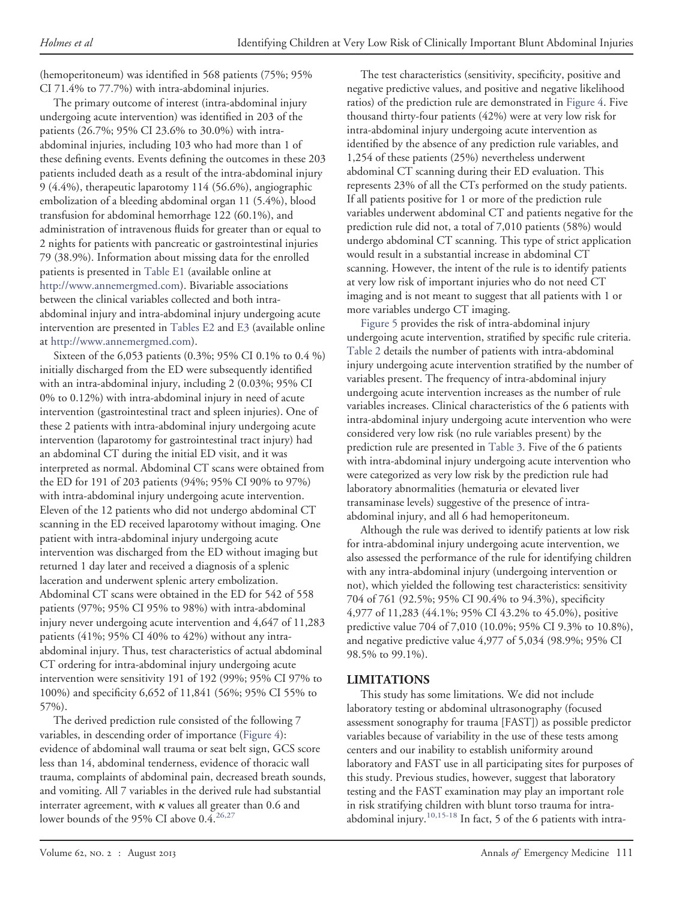(hemoperitoneum) was identified in 568 patients (75%; 95% CI 71.4% to 77.7%) with intra-abdominal injuries.

The primary outcome of interest (intra-abdominal injury undergoing acute intervention) was identified in 203 of the patients (26.7%; 95% CI 23.6% to 30.0%) with intra-abdominal injuries, including 103 who had more than 1 of these defining events. Events defining the outcomes in these 203 patients included death as a result of the intra-abdominal injury 9 (4.4%), therapeutic laparotomy 114 (56.6%), angiographic embolization of a bleeding abdominal organ 11 (5.4%), blood transfusion for abdominal hemorrhage 122 (60.1%), and administration of intravenous fluids for greater than or equal to 2 nights for patients with pancreatic or gastrointestinal injuries 79 (38.9%). Information about missing data for the enrolled patients is presented in Table E1 (available online at http://www.annemergmed.com). Bivariable associations between the clinical variables collected and both intra-abdominal injury and intra-abdominal injury undergoing acute intervention are presented in Tables E2 and E3 (available online at http://www.annemergmed.com).

Sixteen of the 6,053 patients (0.3%; 95% CI 0.1% to 0.4 %) initially discharged from the ED were subsequently identified with an intra-abdominal injury, including 2 (0.03%; 95% CI 0% to 0.12%) with intra-abdominal injury in need of acute intervention (gastrointestinal tract and spleen injuries). One of these 2 patients with intra-abdominal injury undergoing acute intervention (laparotomy for gastrointestinal tract injury) had an abdominal CT during the initial ED visit, and it was interpreted as normal. Abdominal CT scans were obtained from the ED for 191 of 203 patients (94%; 95% CI 90% to 97%) with intra-abdominal injury undergoing acute intervention. Eleven of the 12 patients who did not undergo abdominal CT scanning in the ED received laparotomy without imaging. One patient with intra-abdominal injury undergoing acute intervention was discharged from the ED without imaging but returned 1 day later and received a diagnosis of a splenic laceration and underwent splenic artery embolization. Abdominal CT scans were obtained in the ED for 542 of 558 patients (97%; 95% CI 95% to 98%) with intra-abdominal injury never undergoing acute intervention and 4,647 of 11,283 patients (41%; 95% CI 40% to 42%) without any intra-abdominal injury. Thus, test characteristics of actual abdominal CT ordering for intra-abdominal injury undergoing acute intervention were sensitivity 191 of 192 (99%; 95% CI 97% to 100%) and specificity 6,652 of 11,841 (56%; 95% CI 55% to 57%).

The derived prediction rule consisted of the following 7 variables, in descending order of importance (Figure 4): evidence of abdominal wall trauma or seat belt sign, GCS score less than 14, abdominal tenderness, evidence of thoracic wall trauma, complaints of abdominal pain, decreased breath sounds, and vomiting. All 7 variables in the derived rule had substantial interrater agreement, with $\kappa$ values all greater than 0.6 and lower bounds of the 95% CI above 0.4.[26,27]

The test characteristics (sensitivity, specificity, positive and negative predictive values, and positive and negative likelihood ratios) of the prediction rule are demonstrated in Figure 4. Five thousand thirty-four patients (42%) were at very low risk for intra-abdominal injury undergoing acute intervention as identified by the absence of any prediction rule variables, and 1,254 of these patients (25%) nevertheless underwent abdominal CT scanning during their ED evaluation. This represents 23% of all the CTs performed on the study patients. If all patients positive for 1 or more of the prediction rule variables underwent abdominal CT and patients negative for the prediction rule did not, a total of 7,010 patients (58%) would undergo abdominal CT scanning. This type of strict application would result in a substantial increase in abdominal CT scanning. However, the intent of the rule is to identify patients at very low risk of important injuries who do not need CT imaging and is not meant to suggest that all patients with 1 or more variables undergo CT imaging.

Figure 5 provides the risk of intra-abdominal injury undergoing acute intervention, stratified by specific rule criteria. Table 2 details the number of patients with intra-abdominal injury undergoing acute intervention stratified by the number of variables present. The frequency of intra-abdominal injury undergoing acute intervention increases as the number of rule variables increases. Clinical characteristics of the 6 patients with intra-abdominal injury undergoing acute intervention who were considered very low risk (no rule variables present) by the prediction rule are presented in Table 3. Five of the 6 patients with intra-abdominal injury undergoing acute intervention who were categorized as very low risk by the prediction rule had laboratory abnormalities (hematuria or elevated liver transaminase levels) suggestive of the presence of intra-abdominal injury, and all 6 had hemoperitoneum.

Although the rule was derived to identify patients at low risk for intra-abdominal injury undergoing acute intervention, we also assessed the performance of the rule for identifying children with any intra-abdominal injury (undergoing intervention or not), which yielded the following test characteristics: sensitivity 704 of 761 (92.5%; 95% CI 90.4% to 94.3%), specificity 4,977 of 11,283 (44.1%; 95% CI 43.2% to 45.0%), positive predictive value 704 of 7,010 (10.0%; 95% CI 9.3% to 10.8%), and negative predictive value 4,977 of 5,034 (98.9%; 95% CI 98.5% to 99.1%).

## LIMITATIONS

This study has some limitations. We did not include laboratory testing or abdominal ultrasonography (focused assessment sonography for trauma [FAST]) as possible predictor variables because of variability in the use of these tests among centers and our inability to establish uniformity around laboratory and FAST use in all participating sites for purposes of this study. Previous studies, however, suggest that laboratory testing and the FAST examination may play an important role in risk stratifying children with blunt torso trauma for intra-abdominal injury.[10,15-18] In fact, 5 of the 6 patients with intra-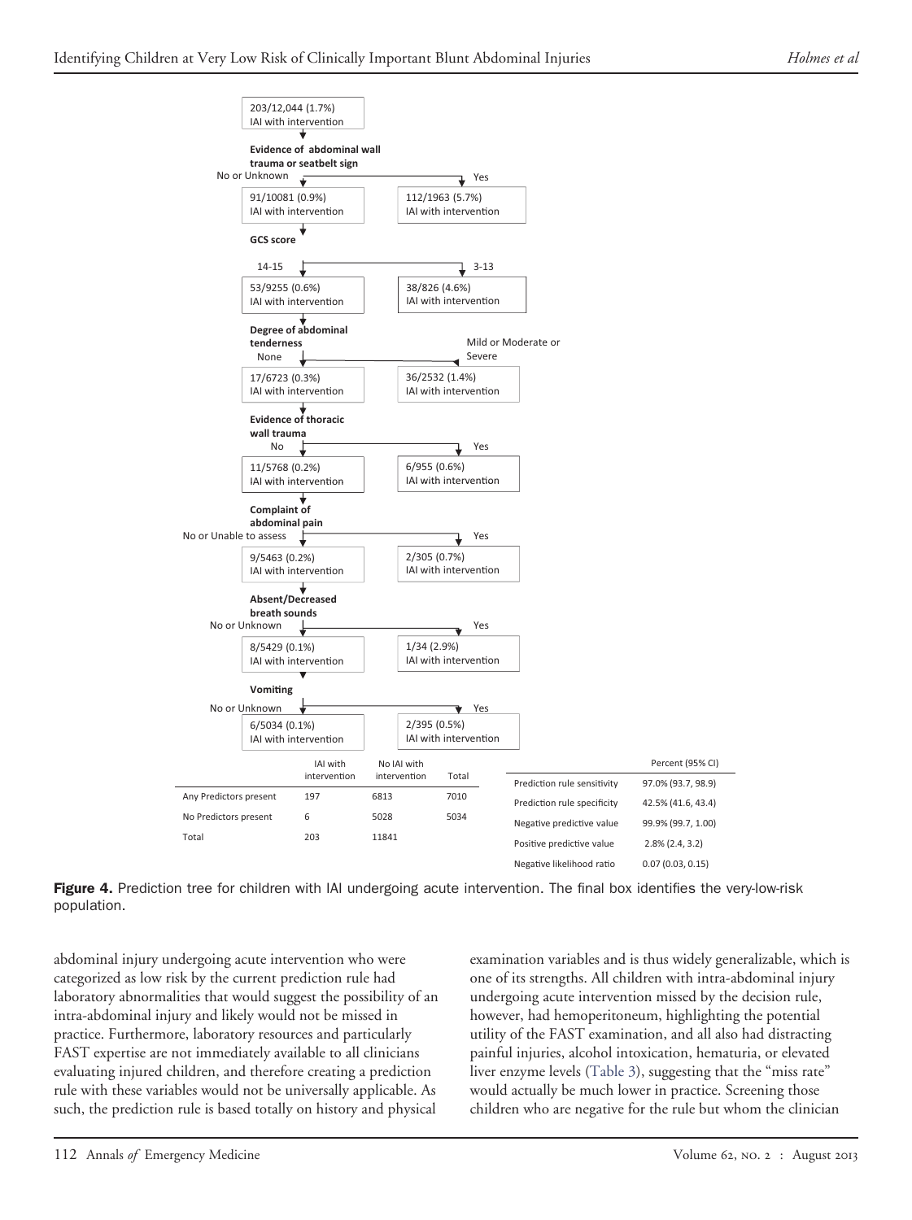203/12,044 (1.7%)
IAI with intervention

**Evidence of abdominal wall trauma or seatbelt sign**

No or Unknown → 91/10081 (0.9%) IAI with intervention

Yes → 112/1963 (5.7%) IAI with intervention

**GCS score**

14-15 → 53/9255 (0.6%) IAI with intervention

3-13 → 38/826 (4.6%) IAI with intervention

**Degree of abdominal tenderness**

None → 17/6723 (0.3%) IAI with intervention

Mild or Moderate or Severe → 36/2532 (1.4%) IAI with intervention

**Evidence of thoracic wall trauma**

No → 11/5768 (0.2%) IAI with intervention

Yes → 6/955 (0.6%) IAI with intervention

**Complaint of abdominal pain**

No or Unable to assess → 9/5463 (0.2%) IAI with intervention

Yes → 2/305 (0.7%) IAI with intervention

**Absent/Decreased breath sounds**

No or Unknown → 8/5429 (0.1%) IAI with intervention

Yes → 1/34 (2.9%) IAI with intervention

**Vomiting**

No or Unknown → 6/5034 (0.1%) IAI with intervention

Yes → 2/395 (0.5%) IAI with intervention

| | IAI with intervention | No IAI with intervention | Total |
|---|---|---|---|
| Any Predictors present | 197 | 6813 | 7010 |
| No Predictors present | 6 | 5028 | 5034 |
| Total | 203 | 11841 | |

| | Percent (95% CI) |
|---|---|
| Prediction rule sensitivity | 97.0% (93.7, 98.9) |
| Prediction rule specificity | 42.5% (41.6, 43.4) |
| Negative predictive value | 99.9% (99.7, 1.00) |
| Positive predictive value | 2.8% (2.4, 3.2) |
| Negative likelihood ratio | 0.07 (0.03, 0.15) |

**Figure 4.** Prediction tree for children with IAI undergoing acute intervention. The final box identifies the very-low-risk population.

abdominal injury undergoing acute intervention who were categorized as low risk by the current prediction rule had laboratory abnormalities that would suggest the possibility of an intra-abdominal injury and likely would not be missed in practice. Furthermore, laboratory resources and particularly FAST expertise are not immediately available to all clinicians evaluating injured children, and therefore creating a prediction rule with these variables would not be universally applicable. As such, the prediction rule is based totally on history and physical examination variables and is thus widely generalizable, which is one of its strengths. All children with intra-abdominal injury undergoing acute intervention missed by the decision rule, however, had hemoperitoneum, highlighting the potential utility of the FAST examination, and all also had distracting painful injuries, alcohol intoxication, hematuria, or elevated liver enzyme levels (Table 3), suggesting that the "miss rate" would actually be much lower in practice. Screening those children who are negative for the rule but whom the clinician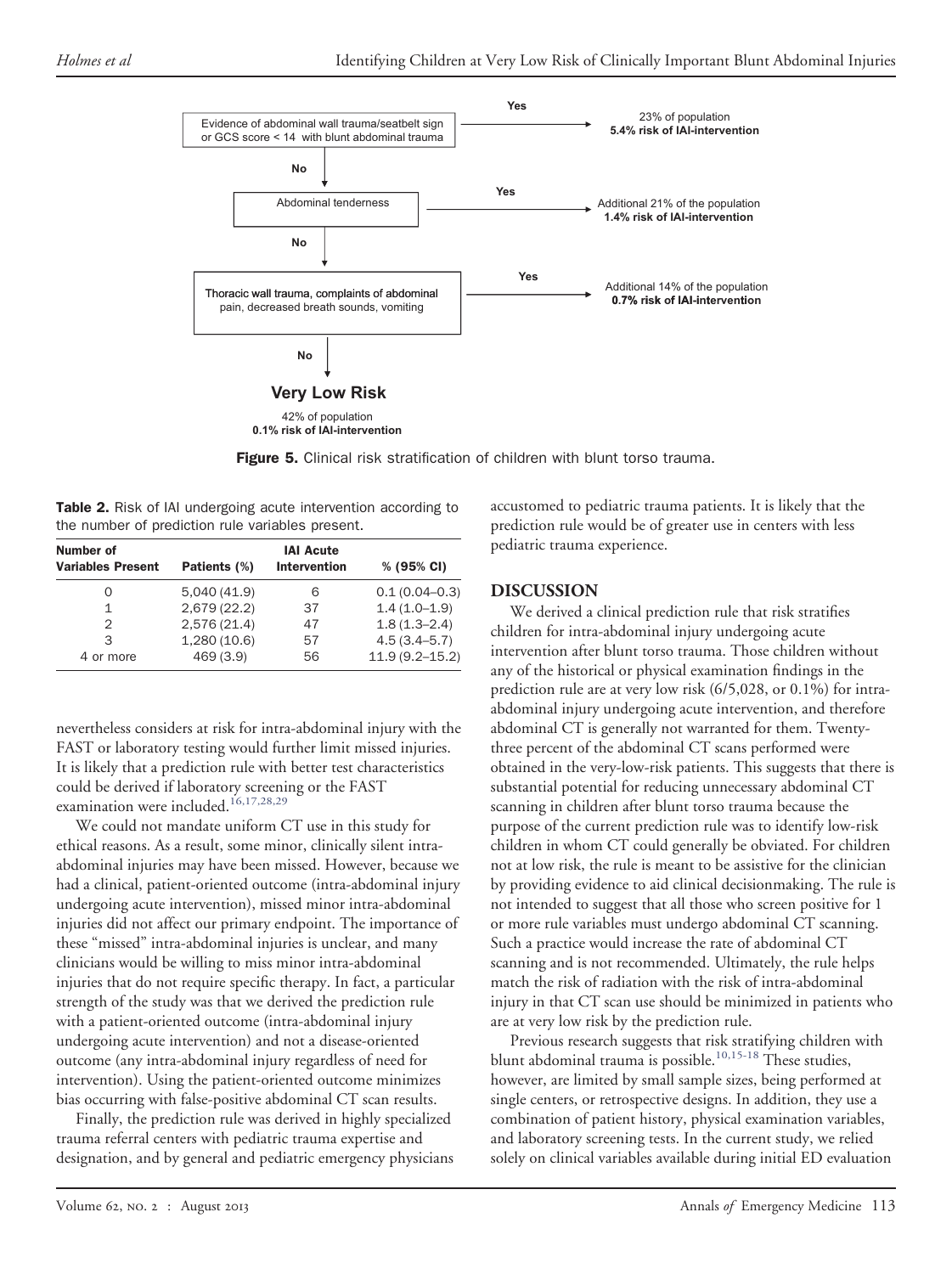Evidence of abdominal wall trauma/seatbelt sign or GCS score < 14 with blunt abdominal trauma

Yes

23% of population
**5.4% risk of IAI-intervention**

No

Abdominal tenderness

Yes

Additional 21% of the population
**1.4% risk of IAI-intervention**

No

Thoracic wall trauma, complaints of abdominal pain, decreased breath sounds, vomiting

Yes

Additional 14% of the population
**0.7% risk of IAI-intervention**

No

**Very Low Risk**

42% of population
**0.1% risk of IAI-intervention**

**Figure 5.** Clinical risk stratification of children with blunt torso trauma.

**Table 2.** Risk of IAI undergoing acute intervention according to the number of prediction rule variables present.

| Number of Variables Present | Patients (%) | IAI Acute Intervention | % (95% CI) |
|---|---|---|---|
| 0 | 5,040 (41.9) | 6 | 0.1 (0.04–0.3) |
| 1 | 2,679 (22.2) | 37 | 1.4 (1.0–1.9) |
| 2 | 2,576 (21.4) | 47 | 1.8 (1.3–2.4) |
| 3 | 1,280 (10.6) | 57 | 4.5 (3.4–5.7) |
| 4 or more | 469 (3.9) | 56 | 11.9 (9.2–15.2) |

nevertheless considers at risk for intra-abdominal injury with the FAST or laboratory testing would further limit missed injuries. It is likely that a prediction rule with better test characteristics could be derived if laboratory screening or the FAST examination were included.[16,17,28,29]

We could not mandate uniform CT use in this study for ethical reasons. As a result, some minor, clinically silent intra-abdominal injuries may have been missed. However, because we had a clinical, patient-oriented outcome (intra-abdominal injury undergoing acute intervention), missed minor intra-abdominal injuries did not affect our primary endpoint. The importance of these "missed" intra-abdominal injuries is unclear, and many clinicians would be willing to miss minor intra-abdominal injuries that do not require specific therapy. In fact, a particular strength of the study was that we derived the prediction rule with a patient-oriented outcome (intra-abdominal injury undergoing acute intervention) and not a disease-oriented outcome (any intra-abdominal injury regardless of need for intervention). Using the patient-oriented outcome minimizes bias occurring with false-positive abdominal CT scan results.

Finally, the prediction rule was derived in highly specialized trauma referral centers with pediatric trauma expertise and designation, and by general and pediatric emergency physicians accustomed to pediatric trauma patients. It is likely that the prediction rule would be of greater use in centers with less pediatric trauma experience.

## DISCUSSION

We derived a clinical prediction rule that risk stratifies children for intra-abdominal injury undergoing acute intervention after blunt torso trauma. Those children without any of the historical or physical examination findings in the prediction rule are at very low risk (6/5,028, or 0.1%) for intra-abdominal injury undergoing acute intervention, and therefore abdominal CT is generally not warranted for them. Twenty-three percent of the abdominal CT scans performed were obtained in the very-low-risk patients. This suggests that there is substantial potential for reducing unnecessary abdominal CT scanning in children after blunt torso trauma because the purpose of the current prediction rule was to identify low-risk children in whom CT could generally be obviated. For children not at low risk, the rule is meant to be assistive for the clinician by providing evidence to aid clinical decisionmaking. The rule is not intended to suggest that all those who screen positive for 1 or more rule variables must undergo abdominal CT scanning. Such a practice would increase the rate of abdominal CT scanning and is not recommended. Ultimately, the rule helps match the risk of radiation with the risk of intra-abdominal injury in that CT scan use should be minimized in patients who are at very low risk by the prediction rule.

Previous research suggests that risk stratifying children with blunt abdominal trauma is possible.[10,15-18] These studies, however, are limited by small sample sizes, being performed at single centers, or retrospective designs. In addition, they use a combination of patient history, physical examination variables, and laboratory screening tests. In the current study, we relied solely on clinical variables available during initial ED evaluation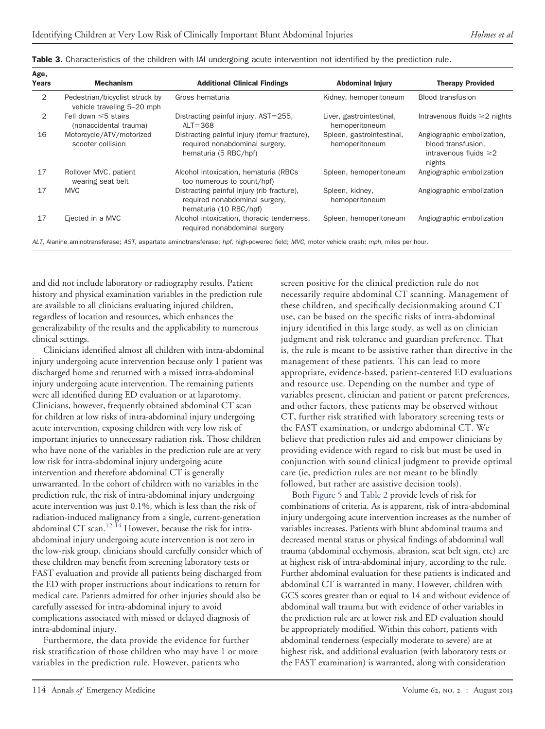**Table 3.** Characteristics of the children with IAI undergoing acute intervention not identified by the prediction rule.

| Age, Years | Mechanism | Additional Clinical Findings | Abdominal Injury | Therapy Provided |
|---|---|---|---|---|
| 2 | Pedestrian/bicyclist struck by vehicle traveling 5–20 mph | Gross hematuria | Kidney, hemoperitoneum | Blood transfusion |
| 2 | Fell down ≤5 stairs (nonaccidental trauma) | Distracting painful injury, AST=255, ALT=368 | Liver, gastrointestinal, hemoperitoneum | Intravenous fluids ≥2 nights |
| 16 | Motorcycle/ATV/motorized scooter collision | Distracting painful injury (femur fracture), required nonabdominal surgery, hematuria (5 RBC/hpf) | Spleen, gastrointestinal, hemoperitoneum | Angiographic embolization, blood transfusion, intravenous fluids ≥2 nights |
| 17 | Rollover MVC, patient wearing seat belt | Alcohol intoxication, hematuria (RBCs too numerous to count/hpf) | Spleen, hemoperitoneum | Angiographic embolization |
| 17 | MVC | Distracting painful injury (rib fracture), required nonabdominal surgery, hematuria (10 RBC/hpf) | Spleen, kidney, hemoperitoneum | Angiographic embolization |
| 17 | Ejected in a MVC | Alcohol intoxication, thoracic tenderness, required nonabdominal surgery | Spleen, hemoperitoneum | Angiographic embolization |

*ALT,* Alanine aminotransferase; *AST,* aspartate aminotransferase; *hpf,* high-powered field; *MVC,* motor vehicle crash; *mph,* miles per hour.

and did not include laboratory or radiography results. Patient history and physical examination variables in the prediction rule are available to all clinicians evaluating injured children, regardless of location and resources, which enhances the generalizability of the results and the applicability to numerous clinical settings.

Clinicians identified almost all children with intra-abdominal injury undergoing acute intervention because only 1 patient was discharged home and returned with a missed intra-abdominal injury undergoing acute intervention. The remaining patients were all identified during ED evaluation or at laparotomy. Clinicians, however, frequently obtained abdominal CT scan for children at low risks of intra-abdominal injury undergoing acute intervention, exposing children with very low risk of important injuries to unnecessary radiation risk. Those children who have none of the variables in the prediction rule are at very low risk for intra-abdominal injury undergoing acute intervention and therefore abdominal CT is generally unwarranted. In the cohort of children with no variables in the prediction rule, the risk of intra-abdominal injury undergoing acute intervention was just 0.1%, which is less than the risk of radiation-induced malignancy from a single, current-generation abdominal CT scan.[12-14] However, because the risk for intra-abdominal injury undergoing acute intervention is not zero in the low-risk group, clinicians should carefully consider which of these children may benefit from screening laboratory tests or FAST evaluation and provide all patients being discharged from the ED with proper instructions about indications to return for medical care. Patients admitted for other injuries should also be carefully assessed for intra-abdominal injury to avoid complications associated with missed or delayed diagnosis of intra-abdominal injury.

Furthermore, the data provide the evidence for further risk stratification of those children who may have 1 or more variables in the prediction rule. However, patients who screen positive for the clinical prediction rule do not necessarily require abdominal CT scanning. Management of these children, and specifically decisionmaking around CT use, can be based on the specific risks of intra-abdominal injury identified in this large study, as well as on clinician judgment and risk tolerance and guardian preference. That is, the rule is meant to be assistive rather than directive in the management of these patients. This can lead to more appropriate, evidence-based, patient-centered ED evaluations and resource use. Depending on the number and type of variables present, clinician and patient or parent preferences, and other factors, these patients may be observed without CT, further risk stratified with laboratory screening tests or the FAST examination, or undergo abdominal CT. We believe that prediction rules aid and empower clinicians by providing evidence with regard to risk but must be used in conjunction with sound clinical judgment to provide optimal care (ie, prediction rules are not meant to be blindly followed, but rather are assistive decision tools).

Both Figure 5 and Table 2 provide levels of risk for combinations of criteria. As is apparent, risk of intra-abdominal injury undergoing acute intervention increases as the number of variables increases. Patients with blunt abdominal trauma and decreased mental status or physical findings of abdominal wall trauma (abdominal ecchymosis, abrasion, seat belt sign, etc) are at highest risk of intra-abdominal injury, according to the rule. Further abdominal evaluation for these patients is indicated and abdominal CT is warranted in many. However, children with GCS scores greater than or equal to 14 and without evidence of abdominal wall trauma but with evidence of other variables in the prediction rule are at lower risk and ED evaluation should be appropriately modified. Within this cohort, patients with abdominal tenderness (especially moderate to severe) are at highest risk, and additional evaluation (with laboratory tests or the FAST examination) is warranted, along with consideration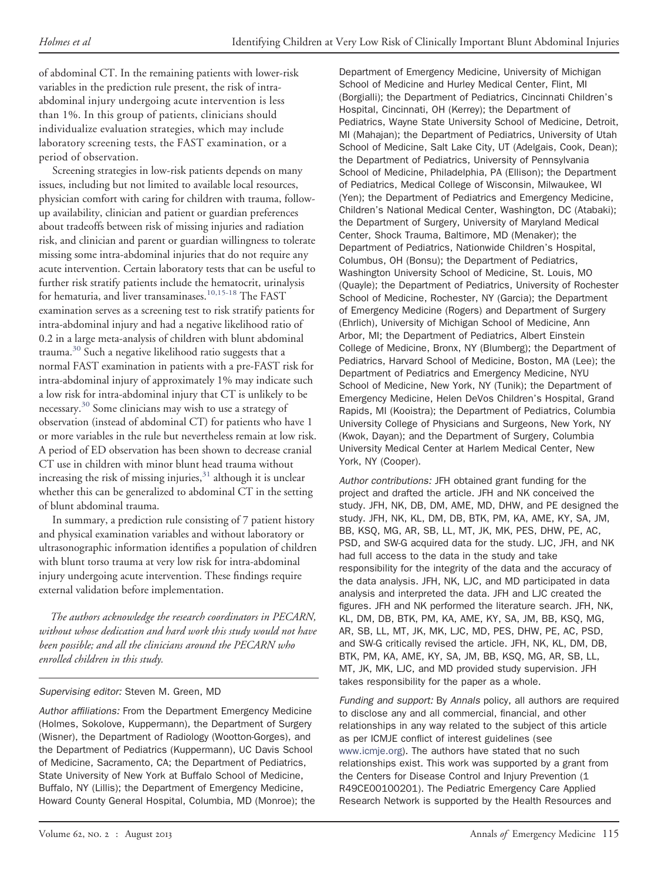of abdominal CT. In the remaining patients with lower-risk variables in the prediction rule present, the risk of intra-abdominal injury undergoing acute intervention is less than 1%. In this group of patients, clinicians should individualize evaluation strategies, which may include laboratory screening tests, the FAST examination, or a period of observation.

Screening strategies in low-risk patients depends on many issues, including but not limited to available local resources, physician comfort with caring for children with trauma, follow-up availability, clinician and patient or guardian preferences about tradeoffs between risk of missing injuries and radiation risk, and clinician and parent or guardian willingness to tolerate missing some intra-abdominal injuries that do not require any acute intervention. Certain laboratory tests that can be useful to further risk stratify patients include the hematocrit, urinalysis for hematuria, and liver transaminases.[10,15-18] The FAST examination serves as a screening test to risk stratify patients for intra-abdominal injury and had a negative likelihood ratio of 0.2 in a large meta-analysis of children with blunt abdominal trauma.[30] Such a negative likelihood ratio suggests that a normal FAST examination in patients with a pre-FAST risk for intra-abdominal injury of approximately 1% may indicate such a low risk for intra-abdominal injury that CT is unlikely to be necessary.[30] Some clinicians may wish to use a strategy of observation (instead of abdominal CT) for patients who have 1 or more variables in the rule but nevertheless remain at low risk. A period of ED observation has been shown to decrease cranial CT use in children with minor blunt head trauma without increasing the risk of missing injuries,[31] although it is unclear whether this can be generalized to abdominal CT in the setting of blunt abdominal trauma.

In summary, a prediction rule consisting of 7 patient history and physical examination variables and without laboratory or ultrasonographic information identifies a population of children with blunt torso trauma at very low risk for intra-abdominal injury undergoing acute intervention. These findings require external validation before implementation.

*The authors acknowledge the research coordinators in PECARN, without whose dedication and hard work this study would not have been possible; and all the clinicians around the PECARN who enrolled children in this study.*

---

*Supervising editor:* Steven M. Green, MD

*Author affiliations:* From the Department Emergency Medicine (Holmes, Sokolove, Kuppermann), the Department of Surgery (Wisner), the Department of Radiology (Wootton-Gorges), and the Department of Pediatrics (Kuppermann), UC Davis School of Medicine, Sacramento, CA; the Department of Pediatrics, State University of New York at Buffalo School of Medicine, Buffalo, NY (Lillis); the Department of Emergency Medicine, Howard County General Hospital, Columbia, MD (Monroe); the Department of Emergency Medicine, University of Michigan School of Medicine and Hurley Medical Center, Flint, MI (Borgialli); the Department of Pediatrics, Cincinnati Children's Hospital, Cincinnati, OH (Kerrey); the Department of Pediatrics, Wayne State University School of Medicine, Detroit, MI (Mahajan); the Department of Pediatrics, University of Utah School of Medicine, Salt Lake City, UT (Adelgais, Cook, Dean); the Department of Pediatrics, University of Pennsylvania School of Medicine, Philadelphia, PA (Ellison); the Department of Pediatrics, Medical College of Wisconsin, Milwaukee, WI (Yen); the Department of Pediatrics and Emergency Medicine, Children's National Medical Center, Washington, DC (Atabaki); the Department of Surgery, University of Maryland Medical Center, Shock Trauma, Baltimore, MD (Menaker); the Department of Pediatrics, Nationwide Children's Hospital, Columbus, OH (Bonsu); the Department of Pediatrics, Washington University School of Medicine, St. Louis, MO (Quayle); the Department of Pediatrics, University of Rochester School of Medicine, Rochester, NY (Garcia); the Department of Emergency Medicine (Rogers) and Department of Surgery (Ehrlich), University of Michigan School of Medicine, Ann Arbor, MI; the Department of Pediatrics, Albert Einstein College of Medicine, Bronx, NY (Blumberg); the Department of Pediatrics, Harvard School of Medicine, Boston, MA (Lee); the Department of Pediatrics and Emergency Medicine, NYU School of Medicine, New York, NY (Tunik); the Department of Emergency Medicine, Helen DeVos Children's Hospital, Grand Rapids, MI (Kooistra); the Department of Pediatrics, Columbia University College of Physicians and Surgeons, New York, NY (Kwok, Dayan); and the Department of Surgery, Columbia University Medical Center at Harlem Medical Center, New York, NY (Cooper).

*Author contributions:* JFH obtained grant funding for the project and drafted the article. JFH and NK conceived the study. JFH, NK, DB, DM, AME, MD, DHW, and PE designed the study. JFH, NK, KL, DM, DB, BTK, PM, KA, AME, KY, SA, JM, BB, KSQ, MG, AR, SB, LL, MT, JK, MK, PES, DHW, PE, AC, PSD, and SW-G acquired data for the study. LJC, JFH, and NK had full access to the data in the study and take responsibility for the integrity of the data and the accuracy of the data analysis. JFH, NK, LJC, and MD participated in data analysis and interpreted the data. JFH and LJC created the figures. JFH and NK performed the literature search. JFH, NK, KL, DM, DB, BTK, PM, KA, AME, KY, SA, JM, BB, KSQ, MG, AR, SB, LL, MT, JK, MK, LJC, MD, PES, DHW, PE, AC, PSD, and SW-G critically revised the article. JFH, NK, KL, DM, DB, BTK, PM, KA, AME, KY, SA, JM, BB, KSQ, MG, AR, SB, LL, MT, JK, MK, LJC, and MD provided study supervision. JFH takes responsibility for the paper as a whole.

*Funding and support:* By *Annals* policy, all authors are required to disclose any and all commercial, financial, and other relationships in any way related to the subject of this article as per ICMJE conflict of interest guidelines (see www.icmje.org). The authors have stated that no such relationships exist. This work was supported by a grant from the Centers for Disease Control and Injury Prevention (1 R49CE00100201). The Pediatric Emergency Care Applied Research Network is supported by the Health Resources and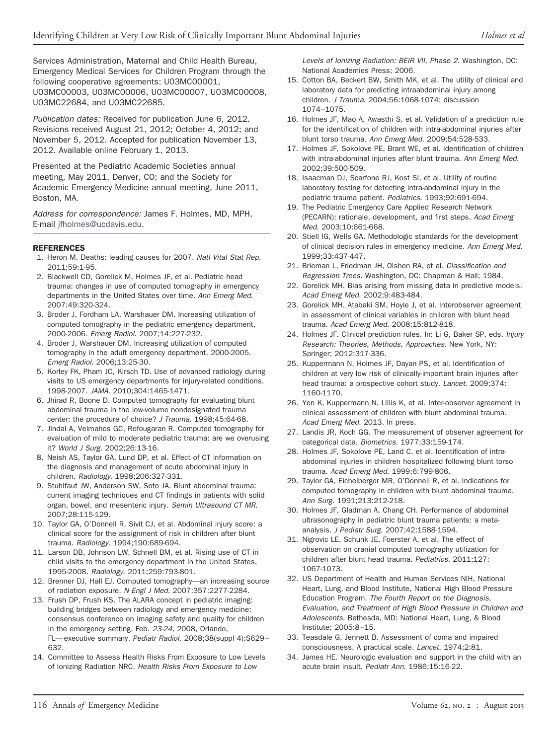Services Administration, Maternal and Child Health Bureau, Emergency Medical Services for Children Program through the following cooperative agreements: U03MC00001, U03MC00003, U03MC00006, U03MC00007, U03MC00008, U03MC22684, and U03MC22685.

*Publication dates:* Received for publication June 6, 2012. Revisions received August 21, 2012; October 4, 2012; and November 5, 2012. Accepted for publication November 13, 2012. Available online February 1, 2013.

Presented at the Pediatric Academic Societies annual meeting, May 2011, Denver, CO; and the Society for Academic Emergency Medicine annual meeting, June 2011, Boston, MA.

*Address for correspondence:* James F. Holmes, MD, MPH, E-mail jfholmes@ucdavis.edu.

## REFERENCES

1. Heron M. Deaths: leading causes for 2007. *Natl Vital Stat Rep.* 2011;59:1-95.
2. Blackwell CD, Gorelick M, Holmes JF, et al. Pediatric head trauma: changes in use of computed tomography in emergency departments in the United States over time. *Ann Emerg Med.* 2007;49:320-324.
3. Broder J, Fordham LA, Warshauer DM. Increasing utilization of computed tomography in the pediatric emergency department, 2000-2006. *Emerg Radiol.* 2007;14:227-232.
4. Broder J, Warshauer DM. Increasing utilization of computed tomography in the adult emergency department, 2000-2005. *Emerg Radiol.* 2006;13:25-30.
5. Korley FK, Pham JC, Kirsch TD. Use of advanced radiology during visits to US emergency departments for injury-related conditions, 1998-2007. *JAMA.* 2010;304:1465-1471.
6. Jhirad R, Boone D. Computed tomography for evaluating blunt abdominal trauma in the low-volume nondesignated trauma center: the procedure of choice? *J Trauma.* 1998;45:64-68.
7. Jindal A, Velmahos GC, Rofougaran R. Computed tomography for evaluation of mild to moderate pediatric trauma: are we overusing it? *World J Surg.* 2002;26:13-16.
8. Neish AS, Taylor GA, Lund DP, et al. Effect of CT information on the diagnosis and management of acute abdominal injury in children. *Radiology.* 1998;206:327-331.
9. Stuhlfaut JW, Anderson SW, Soto JA. Blunt abdominal trauma: current imaging techniques and CT findings in patients with solid organ, bowel, and mesenteric injury. *Semin Ultrasound CT MR.* 2007;28:115-129.
10. Taylor GA, O'Donnell R, Sivit CJ, et al. Abdominal injury score: a clinical score for the assignment of risk in children after blunt trauma. *Radiology.* 1994;190:689-694.
11. Larson DB, Johnson LW, Schnell BM, et al. Rising use of CT in child visits to the emergency department in the United States, 1995-2008. *Radiology.* 2011;259:793-801.
12. Brenner DJ, Hall EJ. Computed tomography—an increasing source of radiation exposure. *N Engl J Med.* 2007;357:2277-2284.
13. Frush DP, Frush KS. The ALARA concept in pediatric imaging: building bridges between radiology and emergency medicine: consensus conference on imaging safety and quality for children in the emergency setting, Feb. *23-24*, 2008, Orlando, FL—executive summary. *Pediatr Radiol.* 2008;38(suppl 4):S629–632.
14. Committee to Assess Health Risks From Exposure to Low Levels of Ionizing Radiation NRC. *Health Risks From Exposure to Low Levels of Ionizing Radiation: BEIR VII, Phase 2.* Washington, DC: National Academies Press; 2006.
15. Cotton BA, Beckert BW, Smith MK, et al. The utility of clinical and laboratory data for predicting intraabdominal injury among children. *J Trauma.* 2004;56:1068-1074; discussion 1074–1075.
16. Holmes JF, Mao A, Awasthi S, et al. Validation of a prediction rule for the identification of children with intra-abdominal injuries after blunt torso trauma. *Ann Emerg Med.* 2009;54:528-533.
17. Holmes JF, Sokolove PE, Brant WE, et al. Identification of children with intra-abdominal injuries after blunt trauma. *Ann Emerg Med.* 2002;39:500-509.
18. Isaacman DJ, Scarfone RJ, Kost SI, et al. Utility of routine laboratory testing for detecting intra-abdominal injury in the pediatric trauma patient. *Pediatrics.* 1993;92:691-694.
19. The Pediatric Emergency Care Applied Research Network (PECARN): rationale, development, and first steps. *Acad Emerg Med.* 2003;10:661-668.
20. Stiell IG, Wells GA. Methodologic standards for the development of clinical decision rules in emergency medicine. *Ann Emerg Med.* 1999;33:437-447.
21. Brieman L, Friedman JH, Olshen RA, et al. *Classification and Regression Trees.* Washington, DC: Chapman & Hall; 1984.
22. Gorelick MH. Bias arising from missing data in predictive models. *Acad Emerg Med.* 2002;9:483-484.
23. Gorelick MH, Atabaki SM, Hoyle J, et al. Interobserver agreement in assessment of clinical variables in children with blunt head trauma. *Acad Emerg Med.* 2008;15:812-818.
24. Holmes JF. Clinical prediction rules. In: Li G, Baker SP, eds. *Injury Research: Theories, Methods, Approaches.* New York, NY: Springer; 2012:317-336.
25. Kuppermann N, Holmes JF, Dayan PS, et al. Identification of children at very low risk of clinically-important brain injuries after head trauma: a prospective cohort study. *Lancet.* 2009;374:1160-1170.
26. Yen K, Kuppermann N, Lillis K, et al. Inter-observer agreement in clinical assessment of children with blunt abdominal trauma. *Acad Emerg Med.* 2013. In press.
27. Landis JR, Koch GG. The measurement of observer agreement for categorical data. *Biometrics.* 1977;33:159-174.
28. Holmes JF, Sokolove PE, Land C, et al. Identification of intra-abdominal injuries in children hospitalized following blunt torso trauma. *Acad Emerg Med.* 1999;6:799-806.
29. Taylor GA, Eichelberger MR, O'Donnell R, et al. Indications for computed tomography in children with blunt abdominal trauma. *Ann Surg.* 1991;213:212-218.
30. Holmes JF, Gladman A, Chang CH. Performance of abdominal ultrasonography in pediatric blunt trauma patients: a meta-analysis. *J Pediatr Surg.* 2007;42:1588-1594.
31. Nigrovic LE, Schunk JE, Foerster A, et al. The effect of observation on cranial computed tomography utilization for children after blunt head trauma. *Pediatrics.* 2011;127:1067-1073.
32. US Department of Health and Human Services NIH, National Heart, Lung, and Blood Institute, National High Blood Pressure Education Program. *The Fourth Report on the Diagnosis, Evaluation, and Treatment of High Blood Pressure in Children and Adolescents.* Bethesda, MD: National Heart, Lung, & Blood Institute; 2005:8–15.
33. Teasdale G, Jennett B. Assessment of coma and impaired consciousness. A practical scale. *Lancet.* 1974;2:81.
34. James HE. Neurologic evaluation and support in the child with an acute brain insult. *Pediatr Ann.* 1986;15:16-22.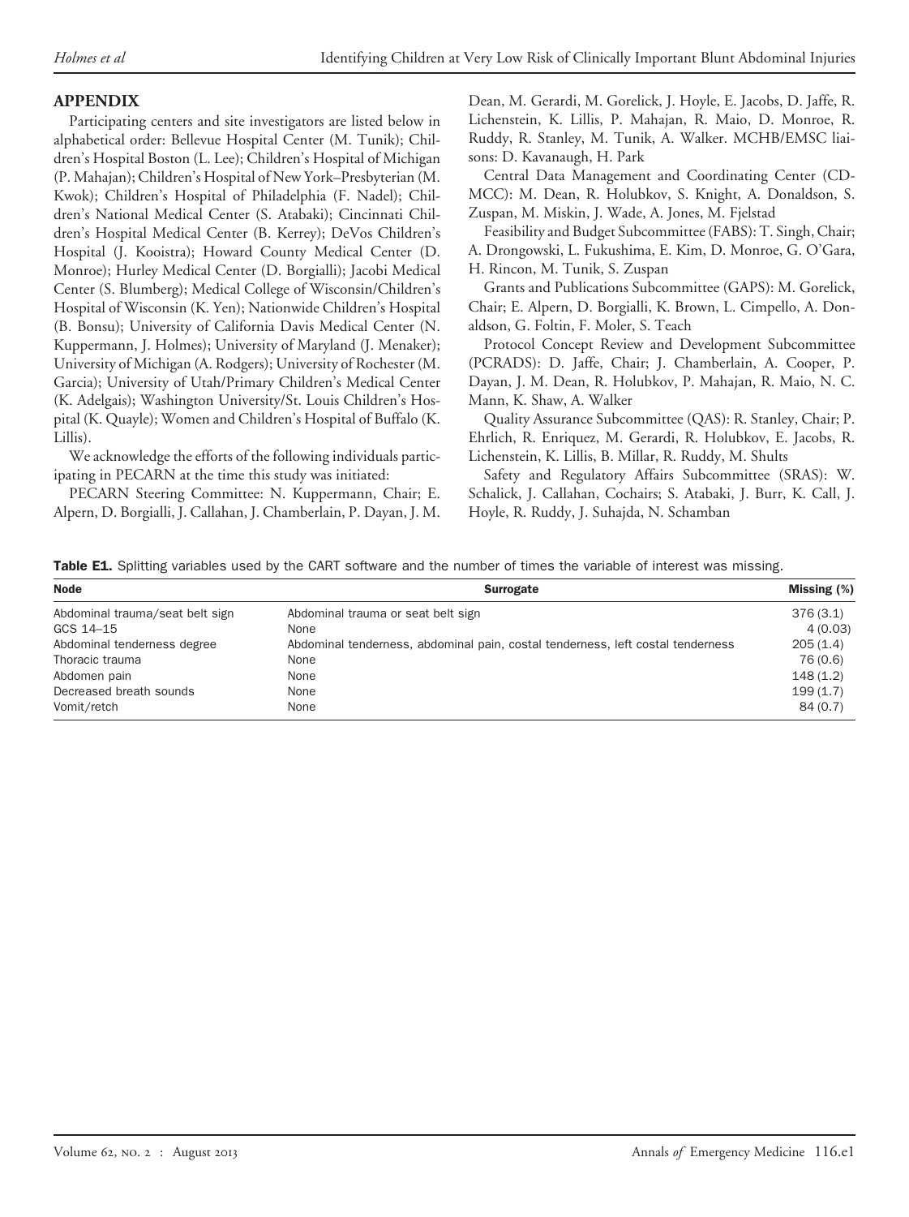## APPENDIX

Participating centers and site investigators are listed below in alphabetical order: Bellevue Hospital Center (M. Tunik); Children's Hospital Boston (L. Lee); Children's Hospital of Michigan (P. Mahajan); Children's Hospital of New York–Presbyterian (M. Kwok); Children's Hospital of Philadelphia (F. Nadel); Children's National Medical Center (S. Atabaki); Cincinnati Children's Hospital Medical Center (B. Kerrey); DeVos Children's Hospital (J. Kooistra); Howard County Medical Center (D. Monroe); Hurley Medical Center (D. Borgialli); Jacobi Medical Center (S. Blumberg); Medical College of Wisconsin/Children's Hospital of Wisconsin (K. Yen); Nationwide Children's Hospital (B. Bonsu); University of California Davis Medical Center (N. Kuppermann, J. Holmes); University of Maryland (J. Menaker); University of Michigan (A. Rodgers); University of Rochester (M. Garcia); University of Utah/Primary Children's Medical Center (K. Adelgais); Washington University/St. Louis Children's Hospital (K. Quayle); Women and Children's Hospital of Buffalo (K. Lillis).

We acknowledge the efforts of the following individuals participating in PECARN at the time this study was initiated:

PECARN Steering Committee: N. Kuppermann, Chair; E. Alpern, D. Borgialli, J. Callahan, J. Chamberlain, P. Dayan, J. M. Dean, M. Gerardi, M. Gorelick, J. Hoyle, E. Jacobs, D. Jaffe, R. Lichenstein, K. Lillis, P. Mahajan, R. Maio, D. Monroe, R. Ruddy, R. Stanley, M. Tunik, A. Walker. MCHB/EMSC liaisons: D. Kavanaugh, H. Park

Central Data Management and Coordinating Center (CDMCC): M. Dean, R. Holubkov, S. Knight, A. Donaldson, S. Zuspan, M. Miskin, J. Wade, A. Jones, M. Fjelstad

Feasibility and Budget Subcommittee (FABS): T. Singh, Chair; A. Drongowski, L. Fukushima, E. Kim, D. Monroe, G. O'Gara, H. Rincon, M. Tunik, S. Zuspan

Grants and Publications Subcommittee (GAPS): M. Gorelick, Chair; E. Alpern, D. Borgialli, K. Brown, L. Cimpello, A. Donaldson, G. Foltin, F. Moler, S. Teach

Protocol Concept Review and Development Subcommittee (PCRADS): D. Jaffe, Chair; J. Chamberlain, A. Cooper, P. Dayan, J. M. Dean, R. Holubkov, P. Mahajan, R. Maio, N. C. Mann, K. Shaw, A. Walker

Quality Assurance Subcommittee (QAS): R. Stanley, Chair; P. Ehrlich, R. Enriquez, M. Gerardi, R. Holubkov, E. Jacobs, R. Lichenstein, K. Lillis, B. Millar, R. Ruddy, M. Shults

Safety and Regulatory Affairs Subcommittee (SRAS): W. Schalick, J. Callahan, Cochairs; S. Atabaki, J. Burr, K. Call, J. Hoyle, R. Ruddy, J. Suhajda, N. Schamban

**Table E1.** Splitting variables used by the CART software and the number of times the variable of interest was missing.

| Node | Surrogate | Missing (%) |
|---|---|---|
| Abdominal trauma/seat belt sign | Abdominal trauma or seat belt sign | 376 (3.1) |
| GCS 14–15 | None | 4 (0.03) |
| Abdominal tenderness degree | Abdominal tenderness, abdominal pain, costal tenderness, left costal tenderness | 205 (1.4) |
| Thoracic trauma | None | 76 (0.6) |
| Abdomen pain | None | 148 (1.2) |
| Decreased breath sounds | None | 199 (1.7) |
| Vomit/retch | None | 84 (0.7) |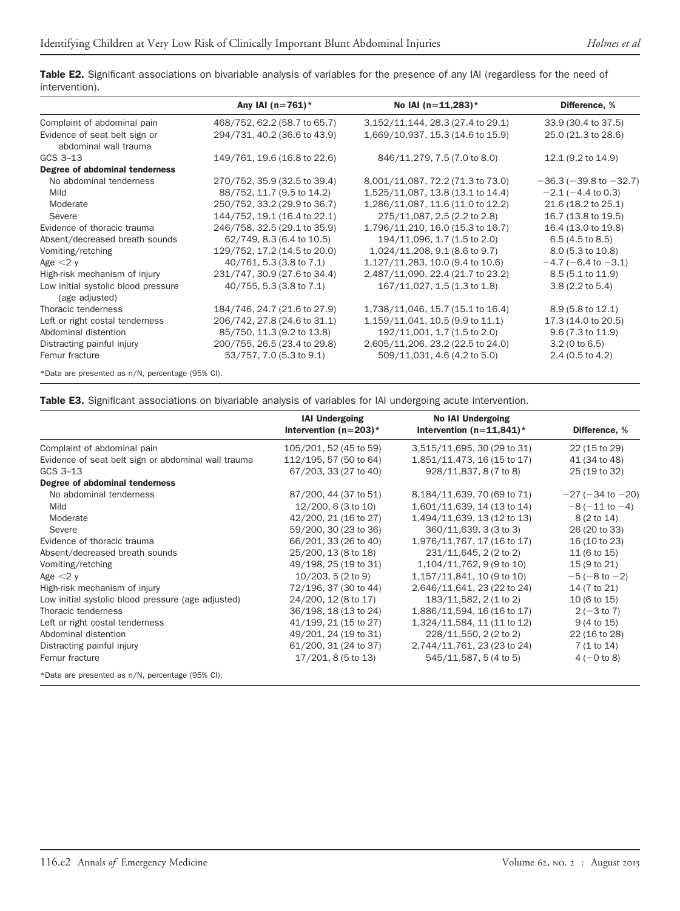**Table E2.** Significant associations on bivariable analysis of variables for the presence of any IAI (regardless for the need of intervention).

| | Any IAI (n=761)* | No IAI (n=11,283)* | Difference, % |
|---|---|---|---|
| Complaint of abdominal pain | 468/752, 62.2 (58.7 to 65.7) | 3,152/11,144, 28.3 (27.4 to 29.1) | 33.9 (30.4 to 37.5) |
| Evidence of seat belt sign or abdominal wall trauma | 294/731, 40.2 (36.6 to 43.9) | 1,669/10,937, 15.3 (14.6 to 15.9) | 25.0 (21.3 to 28.6) |
| GCS 3–13 | 149/761, 19.6 (16.8 to 22.6) | 846/11,279, 7.5 (7.0 to 8.0) | 12.1 (9.2 to 14.9) |
| **Degree of abdominal tenderness** | | | |
| No abdominal tenderness | 270/752, 35.9 (32.5 to 39.4) | 8,001/11,087, 72.2 (71.3 to 73.0) | −36.3 (−39.8 to −32.7) |
| Mild | 88/752, 11.7 (9.5 to 14.2) | 1,525/11,087, 13.8 (13.1 to 14.4) | −2.1 (−4.4 to 0.3) |
| Moderate | 250/752, 33.2 (29.9 to 36.7) | 1,286/11,087, 11.6 (11.0 to 12.2) | 21.6 (18.2 to 25.1) |
| Severe | 144/752, 19.1 (16.4 to 22.1) | 275/11,087, 2.5 (2.2 to 2.8) | 16.7 (13.8 to 19.5) |
| Evidence of thoracic trauma | 246/758, 32.5 (29.1 to 35.9) | 1,796/11,210, 16.0 (15.3 to 16.7) | 16.4 (13.0 to 19.8) |
| Absent/decreased breath sounds | 62/749, 8.3 (6.4 to 10.5) | 194/11,096, 1.7 (1.5 to 2.0) | 6.5 (4.5 to 8.5) |
| Vomiting/retching | 129/752, 17.2 (14.5 to 20.0) | 1,024/11,208, 9.1 (8.6 to 9.7) | 8.0 (5.3 to 10.8) |
| Age <2 y | 40/761, 5.3 (3.8 to 7.1) | 1,127/11,283, 10.0 (9.4 to 10.6) | −4.7 (−6.4 to −3.1) |
| High-risk mechanism of injury | 231/747, 30.9 (27.6 to 34.4) | 2,487/11,090, 22.4 (21.7 to 23.2) | 8.5 (5.1 to 11.9) |
| Low initial systolic blood pressure (age adjusted) | 40/755, 5.3 (3.8 to 7.1) | 167/11,027, 1.5 (1.3 to 1.8) | 3.8 (2.2 to 5.4) |
| Thoracic tenderness | 184/746, 24.7 (21.6 to 27.9) | 1,738/11,046, 15.7 (15.1 to 16.4) | 8.9 (5.8 to 12.1) |
| Left or right costal tenderness | 206/742, 27.8 (24.6 to 31.1) | 1,159/11,041, 10.5 (9.9 to 11.1) | 17.3 (14.0 to 20.5) |
| Abdominal distention | 85/750, 11.3 (9.2 to 13.8) | 192/11,001, 1.7 (1.5 to 2.0) | 9.6 (7.3 to 11.9) |
| Distracting painful injury | 200/755, 26.5 (23.4 to 29.8) | 2,605/11,206, 23.2 (22.5 to 24.0) | 3.2 (0 to 6.5) |
| Femur fracture | 53/757, 7.0 (5.3 to 9.1) | 509/11,031, 4.6 (4.2 to 5.0) | 2.4 (0.5 to 4.2) |

*Data are presented as n/N, percentage (95% CI).

**Table E3.** Significant associations on bivariable analysis of variables for IAI undergoing acute intervention.

| | IAI Undergoing Intervention (n=203)* | No IAI Undergoing Intervention (n=11,841)* | Difference, % |
|---|---|---|---|
| Complaint of abdominal pain | 105/201, 52 (45 to 59) | 3,515/11,695, 30 (29 to 31) | 22 (15 to 29) |
| Evidence of seat belt sign or abdominal wall trauma | 112/195, 57 (50 to 64) | 1,851/11,473, 16 (15 to 17) | 41 (34 to 48) |
| GCS 3–13 | 67/203, 33 (27 to 40) | 928/11,837, 8 (7 to 8) | 25 (19 to 32) |
| **Degree of abdominal tenderness** | | | |
| No abdominal tenderness | 87/200, 44 (37 to 51) | 8,184/11,639, 70 (69 to 71) | −27 (−34 to −20) |
| Mild | 12/200, 6 (3 to 10) | 1,601/11,639, 14 (13 to 14) | −8 (−11 to −4) |
| Moderate | 42/200, 21 (16 to 27) | 1,494/11,639, 13 (12 to 13) | 8 (2 to 14) |
| Severe | 59/200, 30 (23 to 36) | 360/11,639, 3 (3 to 3) | 26 (20 to 33) |
| Evidence of thoracic trauma | 66/201, 33 (26 to 40) | 1,976/11,767, 17 (16 to 17) | 16 (10 to 23) |
| Absent/decreased breath sounds | 25/200, 13 (8 to 18) | 231/11,645, 2 (2 to 2) | 11 (6 to 15) |
| Vomiting/retching | 49/198, 25 (19 to 31) | 1,104/11,762, 9 (9 to 10) | 15 (9 to 21) |
| Age <2 y | 10/203, 5 (2 to 9) | 1,157/11,841, 10 (9 to 10) | −5 (−8 to −2) |
| High-risk mechanism of injury | 72/196, 37 (30 to 44) | 2,646/11,641, 23 (22 to 24) | 14 (7 to 21) |
| Low initial systolic blood pressure (age adjusted) | 24/200, 12 (8 to 17) | 183/11,582, 2 (1 to 2) | 10 (6 to 15) |
| Thoracic tenderness | 36/198, 18 (13 to 24) | 1,886/11,594, 16 (16 to 17) | 2 (−3 to 7) |
| Left or right costal tenderness | 41/199, 21 (15 to 27) | 1,324/11,584, 11 (11 to 12) | 9 (4 to 15) |
| Abdominal distention | 49/201, 24 (19 to 31) | 228/11,550, 2 (2 to 2) | 22 (16 to 28) |
| Distracting painful injury | 61/200, 31 (24 to 37) | 2,744/11,761, 23 (23 to 24) | 7 (1 to 14) |
| Femur fracture | 17/201, 8 (5 to 13) | 545/11,587, 5 (4 to 5) | 4 (−0 to 8) |

*Data are presented as n/N, percentage (95% CI).